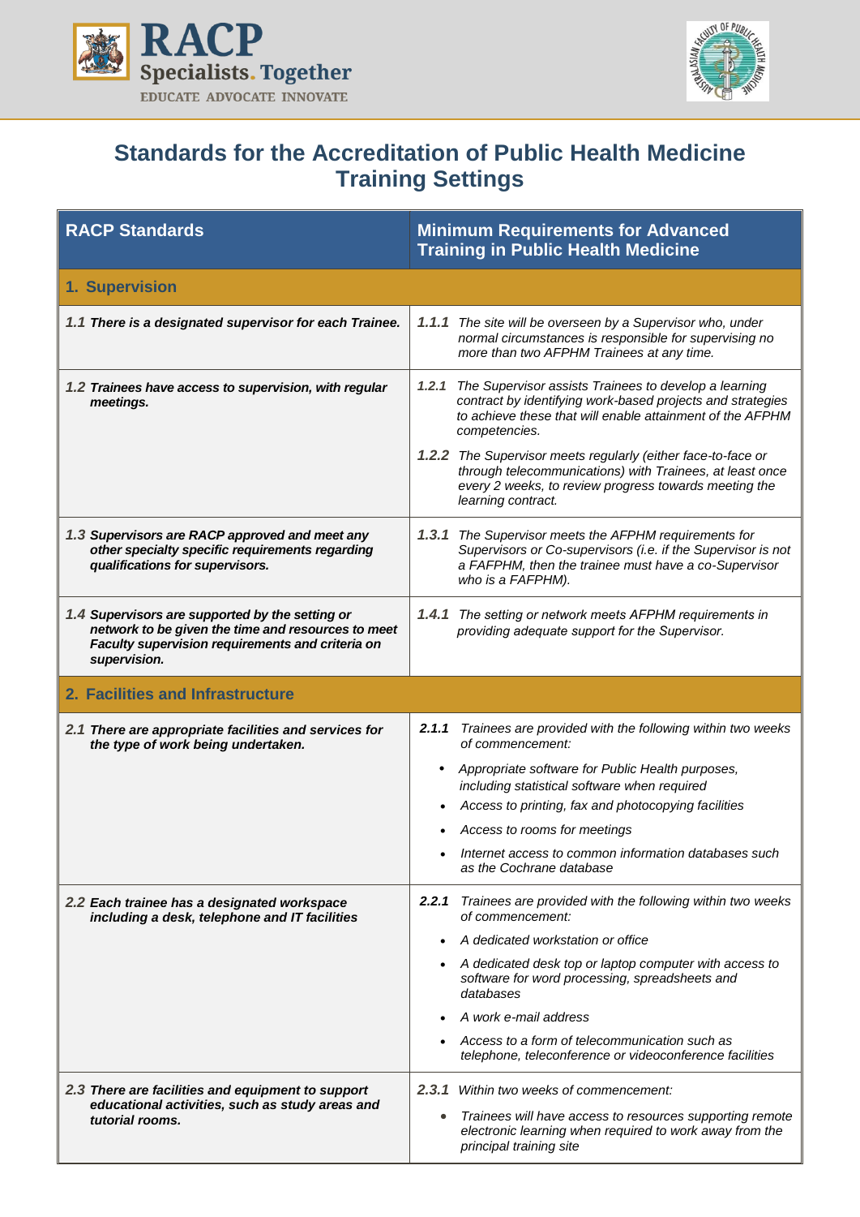# Standards for the Accreditation of Public Health Medicine Training Settings

| RACP Standards | Minimum Requirements for Advanced Training in Public Health Medicine |
|---|---|
| **1. Supervision** | |
| ***1.1 There is a designated supervisor for each Trainee.*** | ***1.1.1*** *The site will be overseen by a Supervisor who, under normal circumstances is responsible for supervising no more than two AFPHM Trainees at any time.* |
| ***1.2 Trainees have access to supervision, with regular meetings.*** | ***1.2.1*** *The Supervisor assists Trainees to develop a learning contract by identifying work-based projects and strategies to achieve these that will enable attainment of the AFPHM competencies.*<br><br>***1.2.2*** *The Supervisor meets regularly (either face-to-face or through telecommunications) with Trainees, at least once every 2 weeks, to review progress towards meeting the learning contract.* |
| ***1.3 Supervisors are RACP approved and meet any other specialty specific requirements regarding qualifications for supervisors.*** | ***1.3.1*** *The Supervisor meets the AFPHM requirements for Supervisors or Co-supervisors (i.e. if the Supervisor is not a FAFPHM, then the trainee must have a co-Supervisor who is a FAFPHM).* |
| ***1.4 Supervisors are supported by the setting or network to be given the time and resources to meet Faculty supervision requirements and criteria on supervision.*** | ***1.4.1*** *The setting or network meets AFPHM requirements in providing adequate support for the Supervisor.* |
| **2. Facilities and Infrastructure** | |
| ***2.1 There are appropriate facilities and services for the type of work being undertaken.*** | ***2.1.1*** *Trainees are provided with the following within two weeks of commencement:*<br>• *Appropriate software for Public Health purposes, including statistical software when required*<br>• *Access to printing, fax and photocopying facilities*<br>• *Access to rooms for meetings*<br>• *Internet access to common information databases such as the Cochrane database* |
| ***2.2 Each trainee has a designated workspace including a desk, telephone and IT facilities*** | ***2.2.1*** *Trainees are provided with the following within two weeks of commencement:*<br>• *A dedicated workstation or office*<br>• *A dedicated desk top or laptop computer with access to software for word processing, spreadsheets and databases*<br>• *A work e-mail address*<br>• *Access to a form of telecommunication such as telephone, teleconference or videoconference facilities* |
| ***2.3 There are facilities and equipment to support educational activities, such as study areas and tutorial rooms.*** | ***2.3.1*** *Within two weeks of commencement:*<br>• *Trainees will have access to resources supporting remote electronic learning when required to work away from the principal training site* |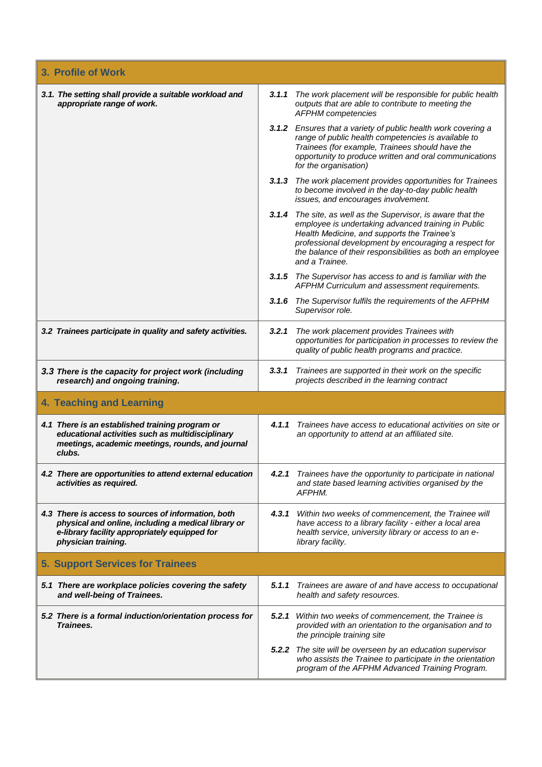| | |
|---|---|
| **3. Profile of Work** | |
| ***3.1. The setting shall provide a suitable workload and appropriate range of work.*** | ***3.1.1*** *The work placement will be responsible for public health outputs that are able to contribute to meeting the AFPHM competencies* |
| | ***3.1.2*** *Ensures that a variety of public health work covering a range of public health competencies is available to Trainees (for example, Trainees should have the opportunity to produce written and oral communications for the organisation)* |
| | ***3.1.3*** *The work placement provides opportunities for Trainees to become involved in the day-to-day public health issues, and encourages involvement.* |
| | ***3.1.4*** *The site, as well as the Supervisor, is aware that the employee is undertaking advanced training in Public Health Medicine, and supports the Trainee's professional development by encouraging a respect for the balance of their responsibilities as both an employee and a Trainee.* |
| | ***3.1.5*** *The Supervisor has access to and is familiar with the AFPHM Curriculum and assessment requirements.* |
| | ***3.1.6*** *The Supervisor fulfils the requirements of the AFPHM Supervisor role.* |
| ***3.2 Trainees participate in quality and safety activities.*** | ***3.2.1*** *The work placement provides Trainees with opportunities for participation in processes to review the quality of public health programs and practice.* |
| ***3.3 There is the capacity for project work (including research) and ongoing training.*** | ***3.3.1*** *Trainees are supported in their work on the specific projects described in the learning contract* |
| **4. Teaching and Learning** | |
| ***4.1 There is an established training program or educational activities such as multidisciplinary meetings, academic meetings, rounds, and journal clubs.*** | ***4.1.1*** *Trainees have access to educational activities on site or an opportunity to attend at an affiliated site.* |
| ***4.2 There are opportunities to attend external education activities as required.*** | ***4.2.1*** *Trainees have the opportunity to participate in national and state based learning activities organised by the AFPHM.* |
| ***4.3 There is access to sources of information, both physical and online, including a medical library or e-library facility appropriately equipped for physician training.*** | ***4.3.1*** *Within two weeks of commencement, the Trainee will have access to a library facility - either a local area health service, university library or access to an e-library facility.* |
| **5. Support Services for Trainees** | |
| ***5.1 There are workplace policies covering the safety and well-being of Trainees.*** | ***5.1.1*** *Trainees are aware of and have access to occupational health and safety resources.* |
| ***5.2 There is a formal induction/orientation process for Trainees.*** | ***5.2.1*** *Within two weeks of commencement, the Trainee is provided with an orientation to the organisation and to the principle training site* |
| | ***5.2.2*** *The site will be overseen by an education supervisor who assists the Trainee to participate in the orientation program of the AFPHM Advanced Training Program.* |